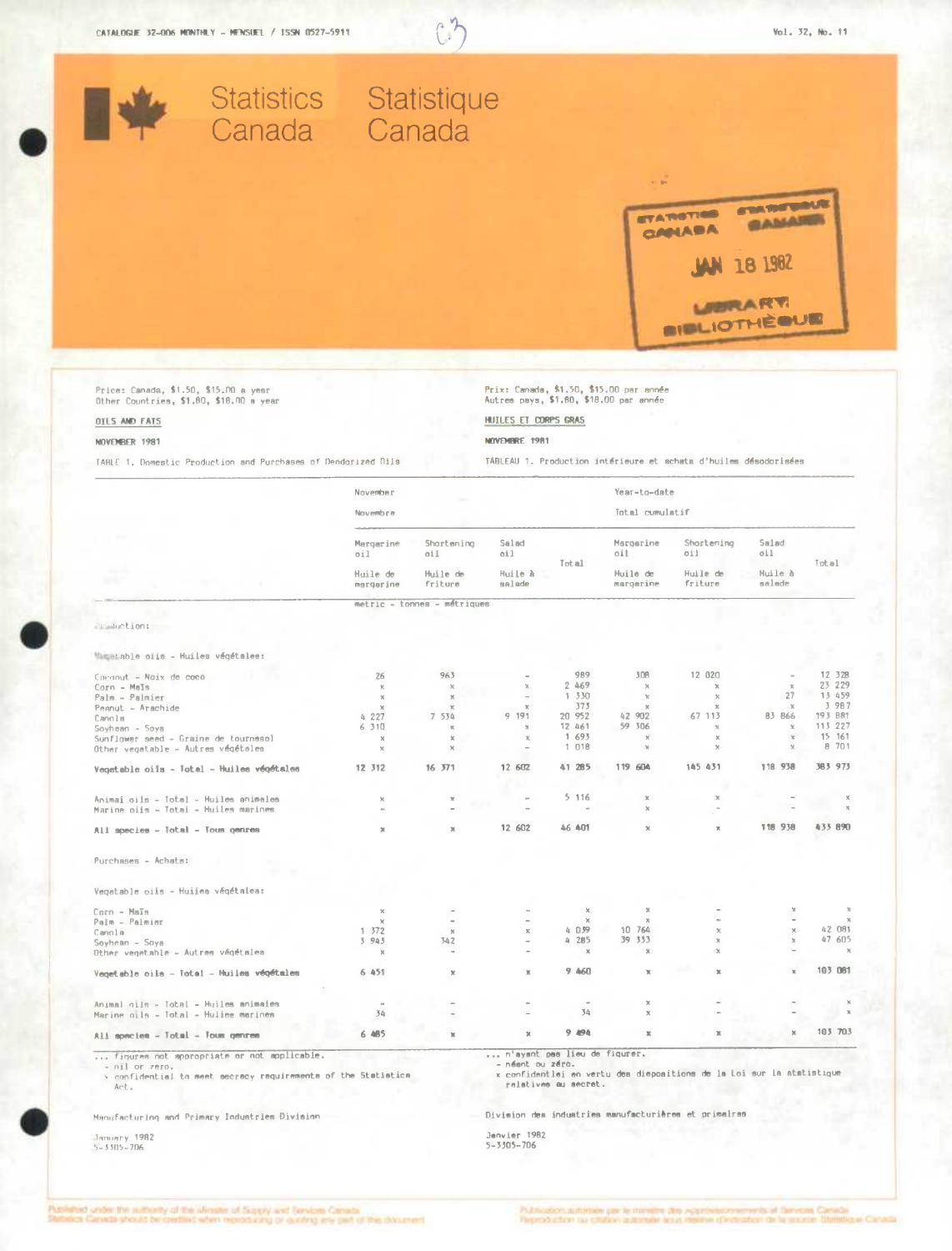CATALOGUE 32-006 MONTHLY - MENSUEL / ISSN 0527-5911

Vol. 32, No. 11

# Statistics Canada / Statistique Canada

STATISTICS CANADA / STATISTIQUE CANADA
JAN 18 1982
LIBRARY / BIBLIOTHÈQUE

Price: Canada, $1.50, $15.00 a year
Other Countries, $1.80, $18.00 a year

Prix: Canada, $1.50, $15.00 par année
Autres pays, $1.80, $18.00 par année

## OILS AND FATS / HUILES ET CORPS GRAS

NOVEMBER 1981 / NOVEMBRE 1981

TABLE 1. Domestic Production and Purchases of Deodorized Oils

TABLEAU 1. Production intérieure et achats d'huiles désodorisées

| | November / Novembre | | | | Year-to-date / Total cumulatif | | | |
|---|---|---|---|---|---|---|---|---|
| | Margarine oil / Huile de margarine | Shortening oil / Huile de friture | Salad oil / Huile à salade | Total | Margarine oil / Huile de margarine | Shortening oil / Huile de friture | Salad oil / Huile à salade | Total |
| | metric - tonnes - métriques | | | | | | | |
| **Production:** | | | | | | | | |
| Vegetable oils - Huiles végétales: | | | | | | | | |
| Coconut - Noix de coco | 26 | 963 | - | 989 | 308 | 12 020 | - | 12 328 |
| Corn - Maïs | x | x | x | 2 469 | x | x | x | 23 229 |
| Palm - Palmier | x | x | - | 1 330 | x | x | 27 | 13 459 |
| Peanut - Arachide | x | x | x | 373 | x | x | x | 3 987 |
| Canola | 4 227 | 7 534 | 9 191 | 20 952 | 42 902 | 67 113 | 83 866 | 193 881 |
| Soybean - Soya | 6 310 | x | x | 12 461 | 59 306 | x | x | 113 227 |
| Sunflower seed - Graine de tournesol | x | x | x | 1 693 | x | x | x | 15 161 |
| Other vegetable - Autres végétales | x | x | - | 1 018 | x | x | x | 8 701 |
| **Vegetable oils - Total - Huiles végétales** | **12 312** | **16 371** | **12 602** | **41 285** | **119 604** | **145 431** | **118 938** | **383 973** |
| Animal oils - Total - Huiles animales | x | x | - | 5 116 | x | x | - | x |
| Marine oils - Total - Huiles marines | - | - | - | - | x | - | - | x |
| **All species - Total - Tous genres** | **x** | **x** | **12 602** | **46 401** | **x** | **x** | **118 938** | **433 890** |
| **Purchases - Achats:** | | | | | | | | |
| Vegetable oils - Huiles végétales: | | | | | | | | |
| Corn - Maïs | x | - | - | x | x | - | x | x |
| Palm - Palmier | x | - | - | x | x | - | - | x |
| Canola | 1 372 | x | x | 4 039 | 10 764 | x | x | 42 081 |
| Soybean - Soya | 3 943 | 342 | - | 4 285 | 39 333 | x | x | 47 605 |
| Other vegetable - Autres végétales | x | - | - | x | x | x | - | x |
| **Vegetable oils - Total - Huiles végétales** | **6 451** | **x** | **x** | **9 460** | **x** | **x** | **x** | **103 081** |
| Animal oils - Total - Huiles animales | - | - | - | - | x | - | - | x |
| Marine oils - Total - Huiles marines | 34 | - | - | 34 | x | - | - | x |
| **All species - Total - Tous genres** | **6 485** | **x** | **x** | **9 494** | **x** | **x** | **x** | **103 703** |

... figures not appropriate or not applicable.
\- nil or zero.
x confidential to meet secrecy requirements of the Statistics Act.

... n'ayant pas lieu de figurer.
\- néant ou zéro.
x confidentiel en vertu des dispositions de la Loi sur la statistique relatives au secret.

Manufacturing and Primary Industries Division

January 1982
5-3305-706

Division des industries manufacturières et primaires

Janvier 1982
5-3305-706

Published under the authority of the Minister of Supply and Services Canada. Statistics Canada should be credited when reproducing or quoting any part of this document.

Publication autorisée par le ministre des Approvisionnements et Services Canada. Reproduction ou citation autorisée sous réserve d'indication de la source: Statistique Canada.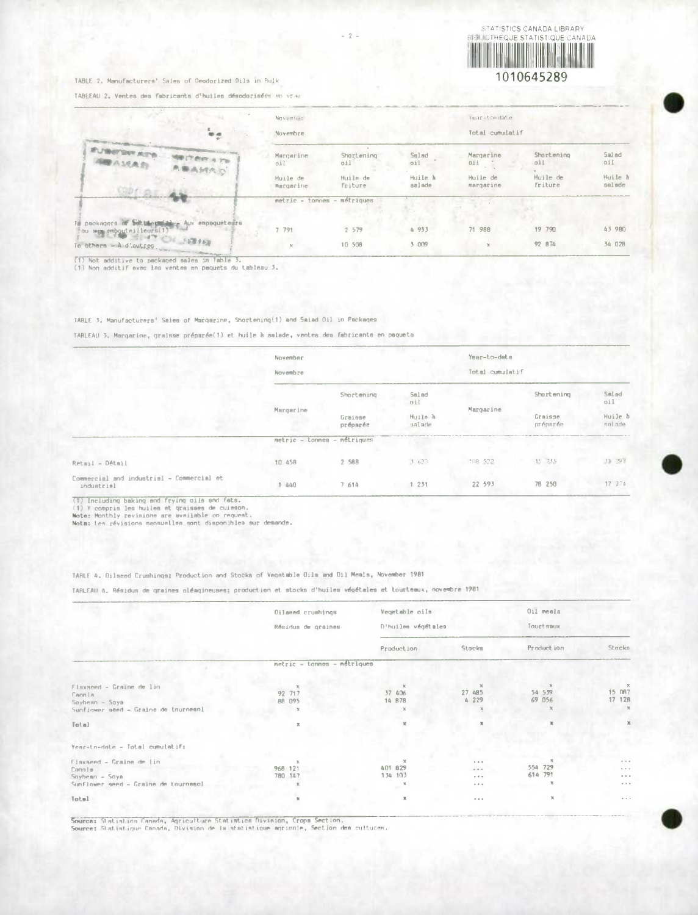TABLE 2. Manufacturers' Sales of Deodorized Oils in Bulk

TABLEAU 2. Ventes des fabricants d'huiles désodorisées en vrac

| | November | | | Year-to-date | | |
|---|---|---|---|---|---|---|
| | Novembre | | | Total cumulatif | | |
| | Margarine oil | Shortening oil | Salad oil | Margarine oil | Shortening oil | Salad oil |
| | Huile de margarine | Huile de friture | Huile à salade | Huile de margarine | Huile de friture | Huile à salade |
| | metric - tonnes - métriques | | | | | |
| To packagers or bottlers(1) - Aux empaqueteurs ou aux embouteilleurs(1) | 7 791 | 2 579 | 4 933 | 71 988 | 19 790 | 43 980 |
| To others - À d'autres | x | 10 508 | 3 009 | x | 92 874 | 34 028 |

(1) Not additive to packaged sales in Table 3.
(1) Non additif avec les ventes en paquets du tableau 3.

TABLE 3. Manufacturers' Sales of Margarine, Shortening(1) and Salad Oil in Packages

TABLEAU 3. Margarine, graisse préparée(1) et huile à salade, ventes des fabricants en paquets

| | November | | | Year-to-date | | |
|---|---|---|---|---|---|---|
| | Novembre | | | Total cumulatif | | |
| | Margarine | Shortening | Salad oil | Margarine | Shortening | Salad oil |
| | | Graisse préparée | Huile à salade | | Graisse préparée | Huile à salade |
| | metric - tonnes - métriques | | | | | |
| Retail - Détail | 10 458 | 2 588 | 3 620 | 108 572 | 15 335 | 39 397 |
| Commercial and industrial - Commercial et industriel | 1 440 | 7 614 | 1 231 | 22 593 | 78 250 | 17 274 |

(1) Including baking and frying oils and fats.
(1) Y compris les huiles et graisses de cuisson.
**Note:** Monthly revisions are available on request.
**Nota:** Les révisions mensuelles sont disponibles sur demande.

TABLE 4. Oilseed Crushings: Production and Stocks of Vegetable Oils and Oil Meals, November 1981

TABLEAU 4. Résidus de graines oléagineuses; production et stocks d'huiles végétales et tourteaux, novembre 1981

| | Oilseed crushings | Vegetable oils | | Oil meals | |
|---|---|---|---|---|---|
| | Résidus de graines | D'huiles végétales | | Tourteaux | |
| | | Production | Stocks | Production | Stocks |
| | metric - tonnes - métriques | | | | |
| Flaxseed - Graine de lin | x | x | x | x | x |
| Canola | 92 717 | 37 406 | 27 485 | 54 539 | 15 087 |
| Soybean - Soya | 88 095 | 14 878 | 4 229 | 69 056 | 17 128 |
| Sunflower seed - Graine de tournesol | x | x | x | x | x |
| **Total** | x | x | x | x | x |
| Year-to-date - Total cumulatif: | | | | | |
| Flaxseed - Graine de lin | x | x | ... | x | ... |
| Canola | 968 121 | 401 829 | ... | 554 729 | ... |
| Soybean - Soya | 780 147 | 134 103 | ... | 614 791 | ... |
| Sunflower seed - Graine de tournesol | x | x | ... | x | ... |
| **Total** | x | x | ... | x | ... |

**Source:** Statistics Canada, Agriculture Statistics Division, Crops Section.
**Source:** Statistique Canada, Division de la statistique agricole, Section des cultures.